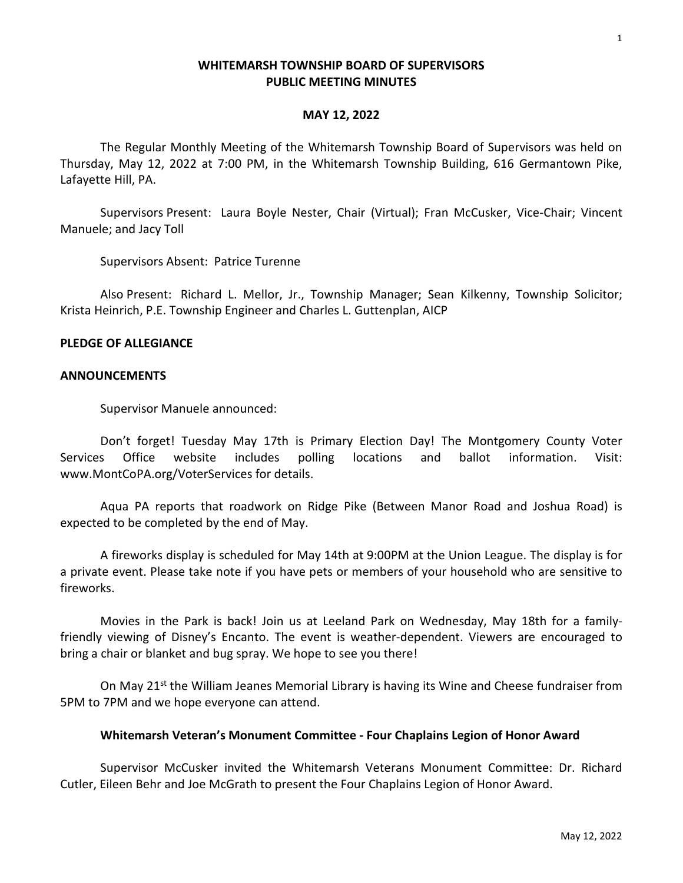# WHITEMARSH TOWNSHIP BOARD OF SUPERVISORS
# PUBLIC MEETING MINUTES

## MAY 12, 2022

The Regular Monthly Meeting of the Whitemarsh Township Board of Supervisors was held on Thursday, May 12, 2022 at 7:00 PM, in the Whitemarsh Township Building, 616 Germantown Pike, Lafayette Hill, PA.

Supervisors Present: Laura Boyle Nester, Chair (Virtual); Fran McCusker, Vice-Chair; Vincent Manuele; and Jacy Toll

Supervisors Absent: Patrice Turenne

Also Present: Richard L. Mellor, Jr., Township Manager; Sean Kilkenny, Township Solicitor; Krista Heinrich, P.E. Township Engineer and Charles L. Guttenplan, AICP

**PLEDGE OF ALLEGIANCE**

**ANNOUNCEMENTS**

Supervisor Manuele announced:

Don't forget! Tuesday May 17th is Primary Election Day! The Montgomery County Voter Services Office website includes polling locations and ballot information. Visit: www.MontCoPA.org/VoterServices for details.

Aqua PA reports that roadwork on Ridge Pike (Between Manor Road and Joshua Road) is expected to be completed by the end of May.

A fireworks display is scheduled for May 14th at 9:00PM at the Union League. The display is for a private event. Please take note if you have pets or members of your household who are sensitive to fireworks.

Movies in the Park is back! Join us at Leeland Park on Wednesday, May 18th for a family-friendly viewing of Disney's Encanto. The event is weather-dependent. Viewers are encouraged to bring a chair or blanket and bug spray. We hope to see you there!

On May 21st the William Jeanes Memorial Library is having its Wine and Cheese fundraiser from 5PM to 7PM and we hope everyone can attend.

**Whitemarsh Veteran's Monument Committee - Four Chaplains Legion of Honor Award**

Supervisor McCusker invited the Whitemarsh Veterans Monument Committee: Dr. Richard Cutler, Eileen Behr and Joe McGrath to present the Four Chaplains Legion of Honor Award.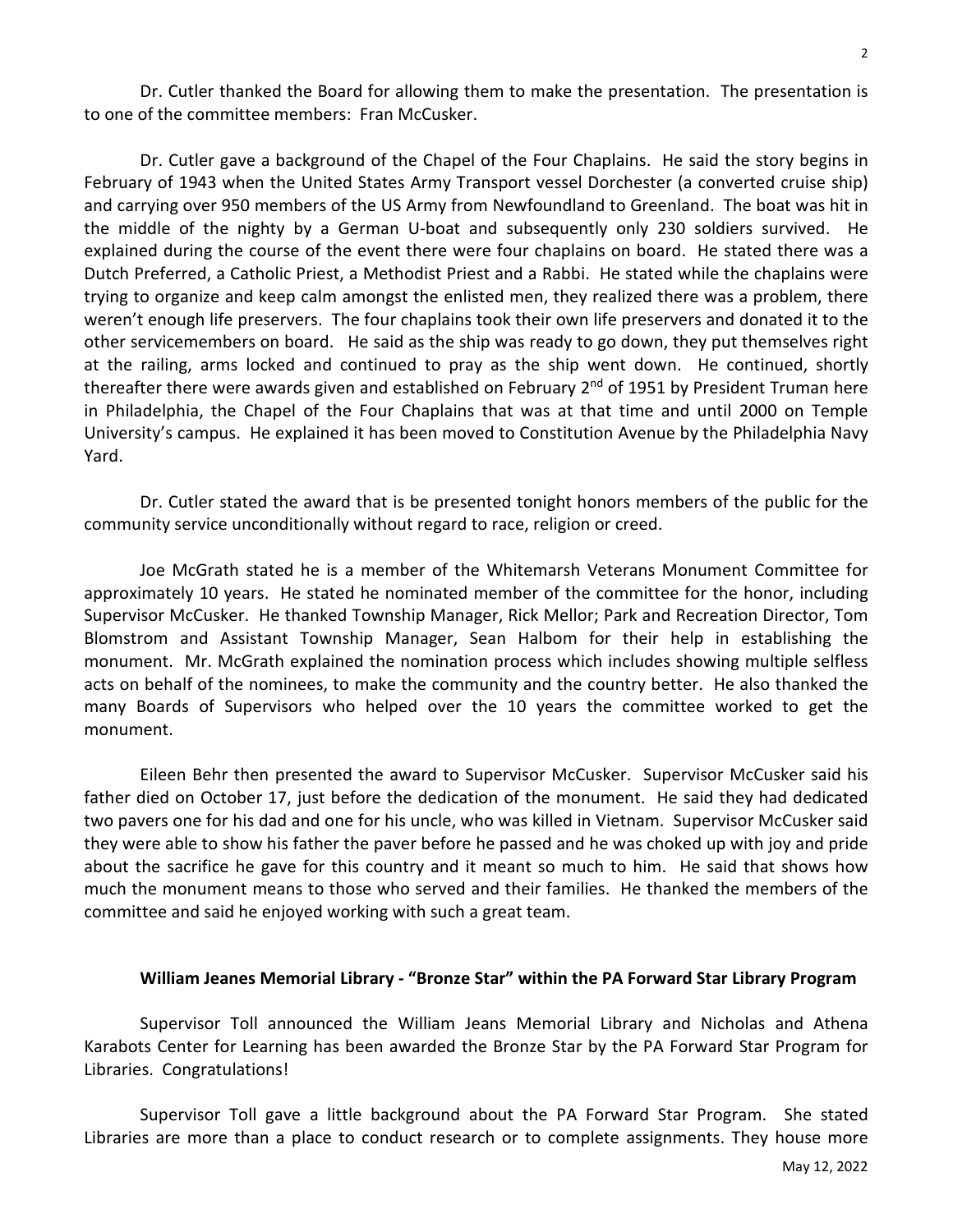Dr. Cutler thanked the Board for allowing them to make the presentation. The presentation is to one of the committee members: Fran McCusker.

Dr. Cutler gave a background of the Chapel of the Four Chaplains. He said the story begins in February of 1943 when the United States Army Transport vessel Dorchester (a converted cruise ship) and carrying over 950 members of the US Army from Newfoundland to Greenland. The boat was hit in the middle of the nighty by a German U-boat and subsequently only 230 soldiers survived. He explained during the course of the event there were four chaplains on board. He stated there was a Dutch Preferred, a Catholic Priest, a Methodist Priest and a Rabbi. He stated while the chaplains were trying to organize and keep calm amongst the enlisted men, they realized there was a problem, there weren't enough life preservers. The four chaplains took their own life preservers and donated it to the other servicemembers on board. He said as the ship was ready to go down, they put themselves right at the railing, arms locked and continued to pray as the ship went down. He continued, shortly thereafter there were awards given and established on February 2nd of 1951 by President Truman here in Philadelphia, the Chapel of the Four Chaplains that was at that time and until 2000 on Temple University's campus. He explained it has been moved to Constitution Avenue by the Philadelphia Navy Yard.

Dr. Cutler stated the award that is be presented tonight honors members of the public for the community service unconditionally without regard to race, religion or creed.

Joe McGrath stated he is a member of the Whitemarsh Veterans Monument Committee for approximately 10 years. He stated he nominated member of the committee for the honor, including Supervisor McCusker. He thanked Township Manager, Rick Mellor; Park and Recreation Director, Tom Blomstrom and Assistant Township Manager, Sean Halbom for their help in establishing the monument. Mr. McGrath explained the nomination process which includes showing multiple selfless acts on behalf of the nominees, to make the community and the country better. He also thanked the many Boards of Supervisors who helped over the 10 years the committee worked to get the monument.

Eileen Behr then presented the award to Supervisor McCusker. Supervisor McCusker said his father died on October 17, just before the dedication of the monument. He said they had dedicated two pavers one for his dad and one for his uncle, who was killed in Vietnam. Supervisor McCusker said they were able to show his father the paver before he passed and he was choked up with joy and pride about the sacrifice he gave for this country and it meant so much to him. He said that shows how much the monument means to those who served and their families. He thanked the members of the committee and said he enjoyed working with such a great team.

**William Jeanes Memorial Library - "Bronze Star" within the PA Forward Star Library Program**

Supervisor Toll announced the William Jeans Memorial Library and Nicholas and Athena Karabots Center for Learning has been awarded the Bronze Star by the PA Forward Star Program for Libraries. Congratulations!

Supervisor Toll gave a little background about the PA Forward Star Program. She stated Libraries are more than a place to conduct research or to complete assignments. They house more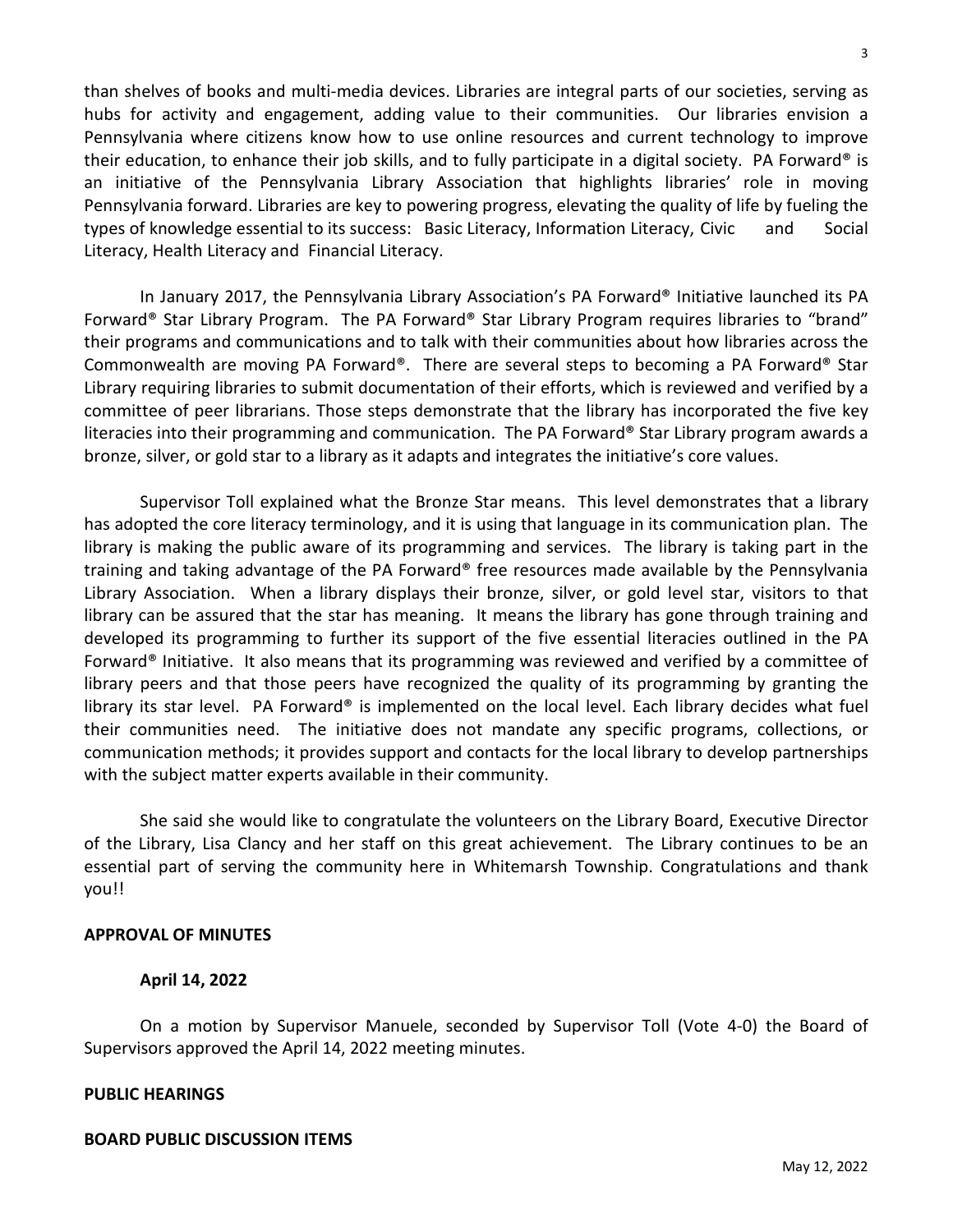than shelves of books and multi-media devices. Libraries are integral parts of our societies, serving as hubs for activity and engagement, adding value to their communities. Our libraries envision a Pennsylvania where citizens know how to use online resources and current technology to improve their education, to enhance their job skills, and to fully participate in a digital society. PA Forward® is an initiative of the Pennsylvania Library Association that highlights libraries' role in moving Pennsylvania forward. Libraries are key to powering progress, elevating the quality of life by fueling the types of knowledge essential to its success: Basic Literacy, Information Literacy, Civic and Social Literacy, Health Literacy and Financial Literacy.

In January 2017, the Pennsylvania Library Association's PA Forward® Initiative launched its PA Forward® Star Library Program. The PA Forward® Star Library Program requires libraries to "brand" their programs and communications and to talk with their communities about how libraries across the Commonwealth are moving PA Forward®. There are several steps to becoming a PA Forward® Star Library requiring libraries to submit documentation of their efforts, which is reviewed and verified by a committee of peer librarians. Those steps demonstrate that the library has incorporated the five key literacies into their programming and communication. The PA Forward® Star Library program awards a bronze, silver, or gold star to a library as it adapts and integrates the initiative's core values.

Supervisor Toll explained what the Bronze Star means. This level demonstrates that a library has adopted the core literacy terminology, and it is using that language in its communication plan. The library is making the public aware of its programming and services. The library is taking part in the training and taking advantage of the PA Forward® free resources made available by the Pennsylvania Library Association. When a library displays their bronze, silver, or gold level star, visitors to that library can be assured that the star has meaning. It means the library has gone through training and developed its programming to further its support of the five essential literacies outlined in the PA Forward® Initiative. It also means that its programming was reviewed and verified by a committee of library peers and that those peers have recognized the quality of its programming by granting the library its star level. PA Forward® is implemented on the local level. Each library decides what fuel their communities need. The initiative does not mandate any specific programs, collections, or communication methods; it provides support and contacts for the local library to develop partnerships with the subject matter experts available in their community.

She said she would like to congratulate the volunteers on the Library Board, Executive Director of the Library, Lisa Clancy and her staff on this great achievement. The Library continues to be an essential part of serving the community here in Whitemarsh Township. Congratulations and thank you!!

**APPROVAL OF MINUTES**

**April 14, 2022**

On a motion by Supervisor Manuele, seconded by Supervisor Toll (Vote 4-0) the Board of Supervisors approved the April 14, 2022 meeting minutes.

**PUBLIC HEARINGS**

**BOARD PUBLIC DISCUSSION ITEMS**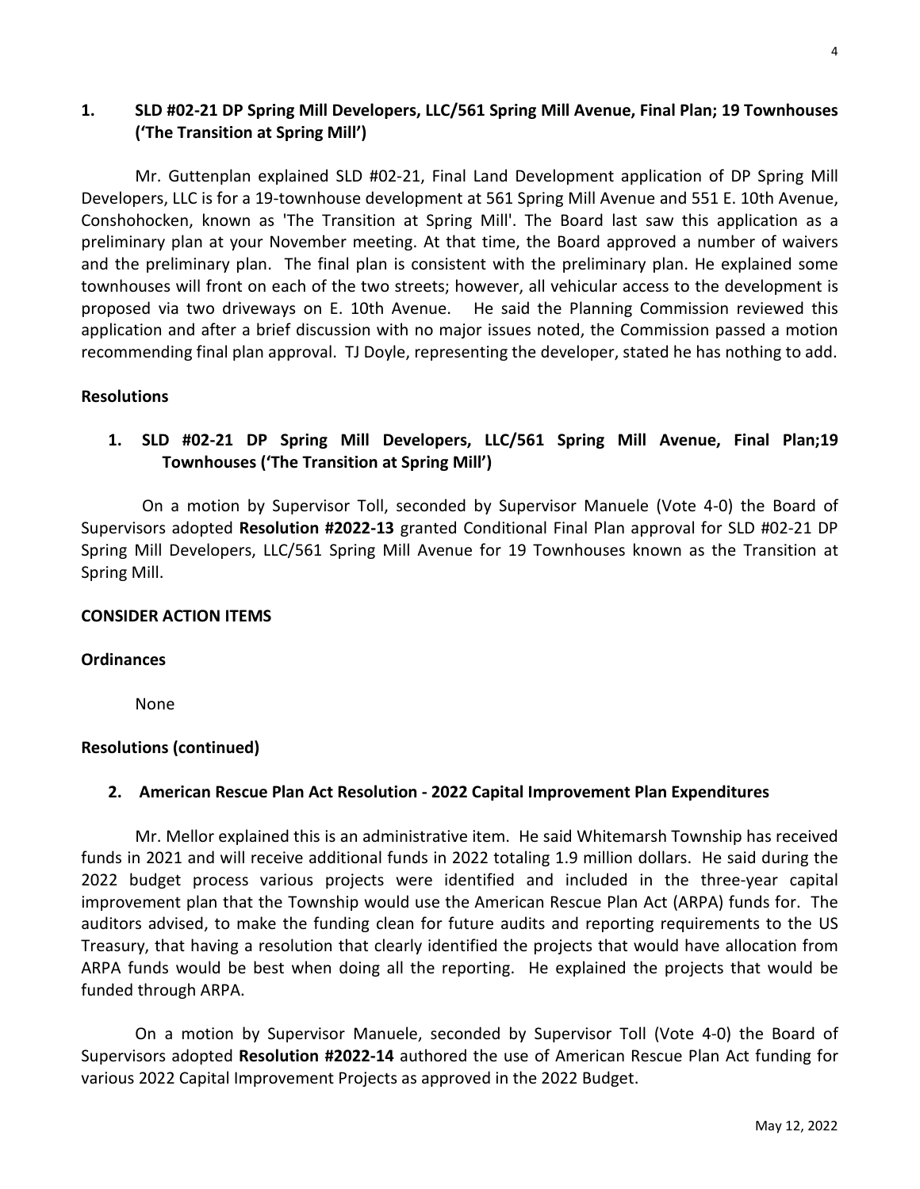**1. SLD #02-21 DP Spring Mill Developers, LLC/561 Spring Mill Avenue, Final Plan; 19 Townhouses ('The Transition at Spring Mill')**

Mr. Guttenplan explained SLD #02-21, Final Land Development application of DP Spring Mill Developers, LLC is for a 19-townhouse development at 561 Spring Mill Avenue and 551 E. 10th Avenue, Conshohocken, known as 'The Transition at Spring Mill'. The Board last saw this application as a preliminary plan at your November meeting. At that time, the Board approved a number of waivers and the preliminary plan. The final plan is consistent with the preliminary plan. He explained some townhouses will front on each of the two streets; however, all vehicular access to the development is proposed via two driveways on E. 10th Avenue. He said the Planning Commission reviewed this application and after a brief discussion with no major issues noted, the Commission passed a motion recommending final plan approval. TJ Doyle, representing the developer, stated he has nothing to add.

**Resolutions**

**1. SLD #02-21 DP Spring Mill Developers, LLC/561 Spring Mill Avenue, Final Plan;19 Townhouses ('The Transition at Spring Mill')**

On a motion by Supervisor Toll, seconded by Supervisor Manuele (Vote 4-0) the Board of Supervisors adopted **Resolution #2022-13** granted Conditional Final Plan approval for SLD #02-21 DP Spring Mill Developers, LLC/561 Spring Mill Avenue for 19 Townhouses known as the Transition at Spring Mill.

**CONSIDER ACTION ITEMS**

**Ordinances**

None

**Resolutions (continued)**

**2. American Rescue Plan Act Resolution - 2022 Capital Improvement Plan Expenditures**

Mr. Mellor explained this is an administrative item. He said Whitemarsh Township has received funds in 2021 and will receive additional funds in 2022 totaling 1.9 million dollars. He said during the 2022 budget process various projects were identified and included in the three-year capital improvement plan that the Township would use the American Rescue Plan Act (ARPA) funds for. The auditors advised, to make the funding clean for future audits and reporting requirements to the US Treasury, that having a resolution that clearly identified the projects that would have allocation from ARPA funds would be best when doing all the reporting. He explained the projects that would be funded through ARPA.

On a motion by Supervisor Manuele, seconded by Supervisor Toll (Vote 4-0) the Board of Supervisors adopted **Resolution #2022-14** authored the use of American Rescue Plan Act funding for various 2022 Capital Improvement Projects as approved in the 2022 Budget.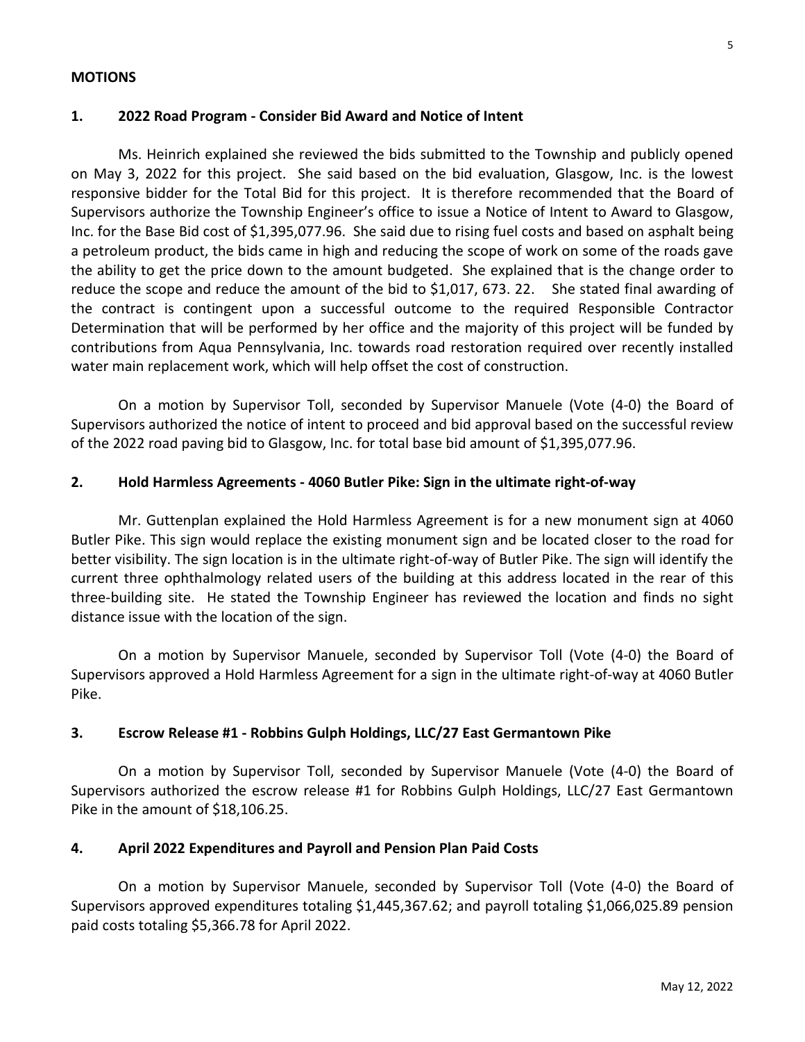## MOTIONS

### 1. 2022 Road Program - Consider Bid Award and Notice of Intent

Ms. Heinrich explained she reviewed the bids submitted to the Township and publicly opened on May 3, 2022 for this project. She said based on the bid evaluation, Glasgow, Inc. is the lowest responsive bidder for the Total Bid for this project. It is therefore recommended that the Board of Supervisors authorize the Township Engineer's office to issue a Notice of Intent to Award to Glasgow, Inc. for the Base Bid cost of $1,395,077.96. She said due to rising fuel costs and based on asphalt being a petroleum product, the bids came in high and reducing the scope of work on some of the roads gave the ability to get the price down to the amount budgeted. She explained that is the change order to reduce the scope and reduce the amount of the bid to $1,017, 673. 22. She stated final awarding of the contract is contingent upon a successful outcome to the required Responsible Contractor Determination that will be performed by her office and the majority of this project will be funded by contributions from Aqua Pennsylvania, Inc. towards road restoration required over recently installed water main replacement work, which will help offset the cost of construction.

On a motion by Supervisor Toll, seconded by Supervisor Manuele (Vote (4-0) the Board of Supervisors authorized the notice of intent to proceed and bid approval based on the successful review of the 2022 road paving bid to Glasgow, Inc. for total base bid amount of $1,395,077.96.

### 2. Hold Harmless Agreements - 4060 Butler Pike: Sign in the ultimate right-of-way

Mr. Guttenplan explained the Hold Harmless Agreement is for a new monument sign at 4060 Butler Pike. This sign would replace the existing monument sign and be located closer to the road for better visibility. The sign location is in the ultimate right-of-way of Butler Pike. The sign will identify the current three ophthalmology related users of the building at this address located in the rear of this three-building site. He stated the Township Engineer has reviewed the location and finds no sight distance issue with the location of the sign.

On a motion by Supervisor Manuele, seconded by Supervisor Toll (Vote (4-0) the Board of Supervisors approved a Hold Harmless Agreement for a sign in the ultimate right-of-way at 4060 Butler Pike.

### 3. Escrow Release #1 - Robbins Gulph Holdings, LLC/27 East Germantown Pike

On a motion by Supervisor Toll, seconded by Supervisor Manuele (Vote (4-0) the Board of Supervisors authorized the escrow release #1 for Robbins Gulph Holdings, LLC/27 East Germantown Pike in the amount of $18,106.25.

### 4. April 2022 Expenditures and Payroll and Pension Plan Paid Costs

On a motion by Supervisor Manuele, seconded by Supervisor Toll (Vote (4-0) the Board of Supervisors approved expenditures totaling $1,445,367.62; and payroll totaling $1,066,025.89 pension paid costs totaling $5,366.78 for April 2022.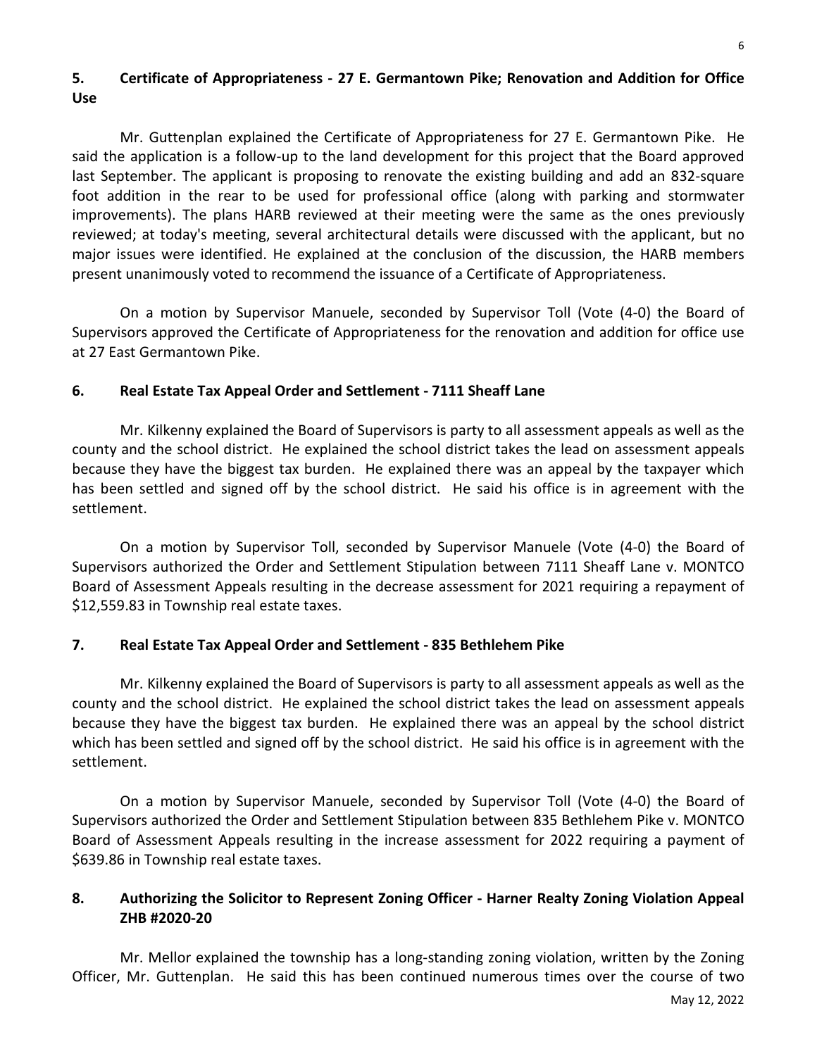## 5. Certificate of Appropriateness - 27 E. Germantown Pike; Renovation and Addition for Office Use

Mr. Guttenplan explained the Certificate of Appropriateness for 27 E. Germantown Pike. He said the application is a follow-up to the land development for this project that the Board approved last September. The applicant is proposing to renovate the existing building and add an 832-square foot addition in the rear to be used for professional office (along with parking and stormwater improvements). The plans HARB reviewed at their meeting were the same as the ones previously reviewed; at today's meeting, several architectural details were discussed with the applicant, but no major issues were identified. He explained at the conclusion of the discussion, the HARB members present unanimously voted to recommend the issuance of a Certificate of Appropriateness.

On a motion by Supervisor Manuele, seconded by Supervisor Toll (Vote (4-0) the Board of Supervisors approved the Certificate of Appropriateness for the renovation and addition for office use at 27 East Germantown Pike.

## 6. Real Estate Tax Appeal Order and Settlement - 7111 Sheaff Lane

Mr. Kilkenny explained the Board of Supervisors is party to all assessment appeals as well as the county and the school district. He explained the school district takes the lead on assessment appeals because they have the biggest tax burden. He explained there was an appeal by the taxpayer which has been settled and signed off by the school district. He said his office is in agreement with the settlement.

On a motion by Supervisor Toll, seconded by Supervisor Manuele (Vote (4-0) the Board of Supervisors authorized the Order and Settlement Stipulation between 7111 Sheaff Lane v. MONTCO Board of Assessment Appeals resulting in the decrease assessment for 2021 requiring a repayment of $12,559.83 in Township real estate taxes.

## 7. Real Estate Tax Appeal Order and Settlement - 835 Bethlehem Pike

Mr. Kilkenny explained the Board of Supervisors is party to all assessment appeals as well as the county and the school district. He explained the school district takes the lead on assessment appeals because they have the biggest tax burden. He explained there was an appeal by the school district which has been settled and signed off by the school district. He said his office is in agreement with the settlement.

On a motion by Supervisor Manuele, seconded by Supervisor Toll (Vote (4-0) the Board of Supervisors authorized the Order and Settlement Stipulation between 835 Bethlehem Pike v. MONTCO Board of Assessment Appeals resulting in the increase assessment for 2022 requiring a payment of $639.86 in Township real estate taxes.

## 8. Authorizing the Solicitor to Represent Zoning Officer - Harner Realty Zoning Violation Appeal ZHB #2020-20

Mr. Mellor explained the township has a long-standing zoning violation, written by the Zoning Officer, Mr. Guttenplan. He said this has been continued numerous times over the course of two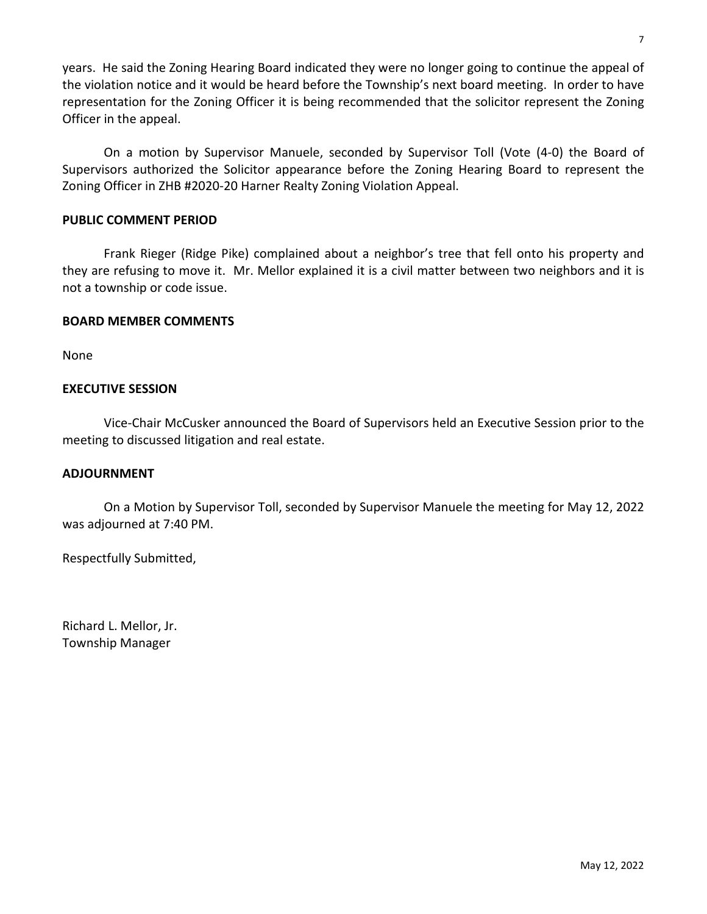years. He said the Zoning Hearing Board indicated they were no longer going to continue the appeal of the violation notice and it would be heard before the Township's next board meeting. In order to have representation for the Zoning Officer it is being recommended that the solicitor represent the Zoning Officer in the appeal.

On a motion by Supervisor Manuele, seconded by Supervisor Toll (Vote (4-0) the Board of Supervisors authorized the Solicitor appearance before the Zoning Hearing Board to represent the Zoning Officer in ZHB #2020-20 Harner Realty Zoning Violation Appeal.

**PUBLIC COMMENT PERIOD**

Frank Rieger (Ridge Pike) complained about a neighbor's tree that fell onto his property and they are refusing to move it. Mr. Mellor explained it is a civil matter between two neighbors and it is not a township or code issue.

**BOARD MEMBER COMMENTS**

None

**EXECUTIVE SESSION**

Vice-Chair McCusker announced the Board of Supervisors held an Executive Session prior to the meeting to discussed litigation and real estate.

**ADJOURNMENT**

On a Motion by Supervisor Toll, seconded by Supervisor Manuele the meeting for May 12, 2022 was adjourned at 7:40 PM.

Respectfully Submitted,

Richard L. Mellor, Jr.
Township Manager